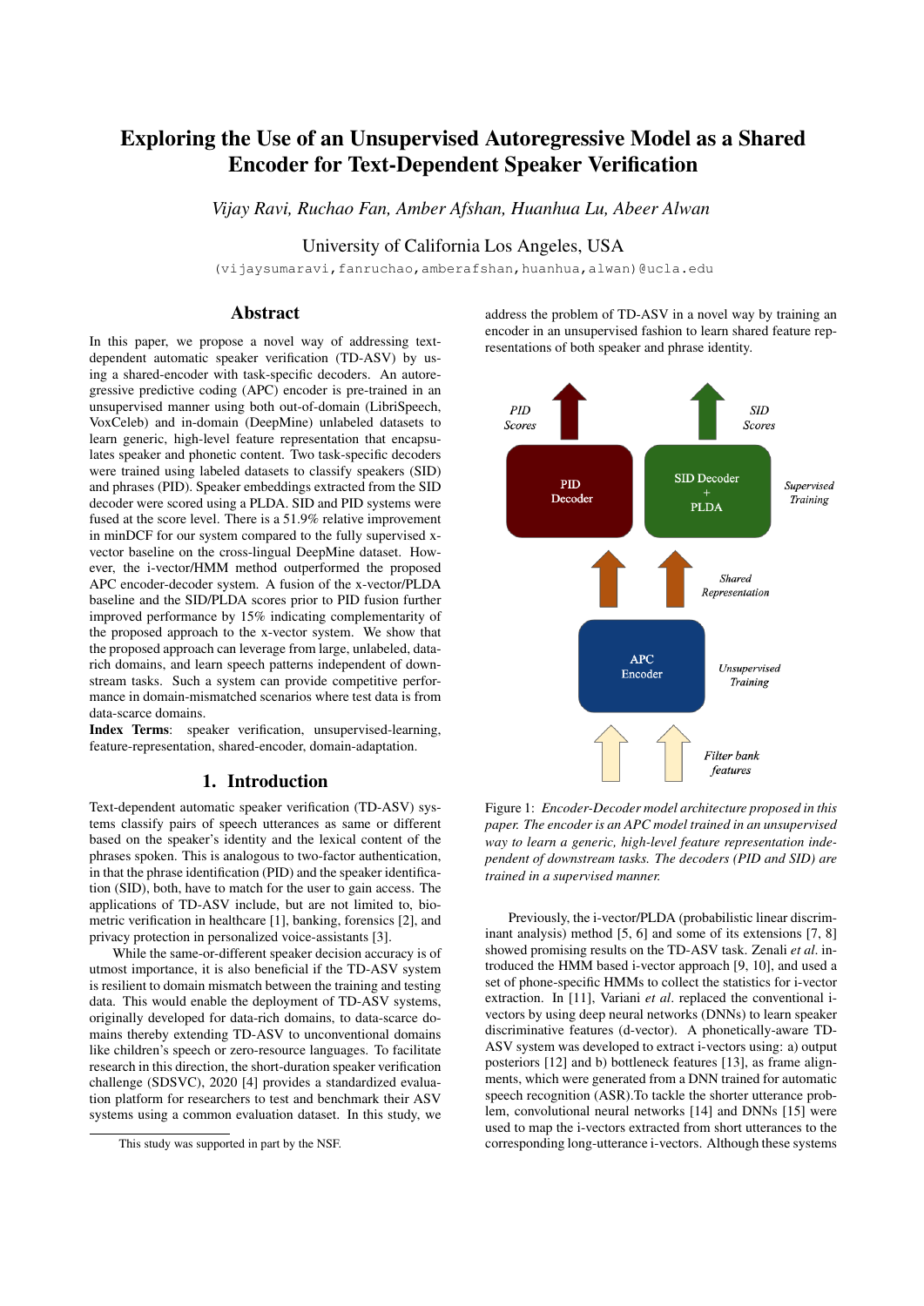# Exploring the Use of an Unsupervised Autoregressive Model as a Shared Encoder for Text-Dependent Speaker Verification

*Vijay Ravi, Ruchao Fan, Amber Afshan, Huanhua Lu, Abeer Alwan*

University of California Los Angeles, USA

(vijaysumaravi,fanruchao,amberafshan,huanhua,alwan)@ucla.edu

## Abstract

In this paper, we propose a novel way of addressing text-dependent automatic speaker verification (TD-ASV) by using a shared-encoder with task-specific decoders. An autoregressive predictive coding (APC) encoder is pre-trained in an unsupervised manner using both out-of-domain (LibriSpeech, VoxCeleb) and in-domain (DeepMine) unlabeled datasets to learn generic, high-level feature representation that encapsulates speaker and phonetic content. Two task-specific decoders were trained using labeled datasets to classify speakers (SID) and phrases (PID). Speaker embeddings extracted from the SID decoder were scored using a PLDA. SID and PID systems were fused at the score level. There is a 51.9% relative improvement in minDCF for our system compared to the fully supervised x-vector baseline on the cross-lingual DeepMine dataset. However, the i-vector/HMM method outperformed the proposed APC encoder-decoder system. A fusion of the x-vector/PLDA baseline and the SID/PLDA scores prior to PID fusion further improved performance by 15% indicating complementarity of the proposed approach to the x-vector system. We show that the proposed approach can leverage from large, unlabeled, data-rich domains, and learn speech patterns independent of downstream tasks. Such a system can provide competitive performance in domain-mismatched scenarios where test data is from data-scarce domains.

**Index Terms**: speaker verification, unsupervised-learning, feature-representation, shared-encoder, domain-adaptation.

## 1. Introduction

Text-dependent automatic speaker verification (TD-ASV) systems classify pairs of speech utterances as same or different based on the speaker's identity and the lexical content of the phrases spoken. This is analogous to two-factor authentication, in that the phrase identification (PID) and the speaker identification (SID), both, have to match for the user to gain access. The applications of TD-ASV include, but are not limited to, biometric verification in healthcare [1], banking, forensics [2], and privacy protection in personalized voice-assistants [3].

While the same-or-different speaker decision accuracy is of utmost importance, it is also beneficial if the TD-ASV system is resilient to domain mismatch between the training and testing data. This would enable the deployment of TD-ASV systems, originally developed for data-rich domains, to data-scarce domains thereby extending TD-ASV to unconventional domains like children's speech or zero-resource languages. To facilitate research in this direction, the short-duration speaker verification challenge (SDSVC), 2020 [4] provides a standardized evaluation platform for researchers to test and benchmark their ASV systems using a common evaluation dataset. In this study, we address the problem of TD-ASV in a novel way by training an encoder in an unsupervised fashion to learn shared feature representations of both speaker and phrase identity.

PID Scores

SID Scores

PID Decoder

SID Decoder + PLDA

Supervised Training

Shared Representation

APC Encoder

Unsupervised Training

Filter bank features

Figure 1: *Encoder-Decoder model architecture proposed in this paper. The encoder is an APC model trained in an unsupervised way to learn a generic, high-level feature representation independent of downstream tasks. The decoders (PID and SID) are trained in a supervised manner.*

Previously, the i-vector/PLDA (probabilistic linear discriminant analysis) method [5, 6] and some of its extensions [7, 8] showed promising results on the TD-ASV task. Zenali *et al*. introduced the HMM based i-vector approach [9, 10], and used a set of phone-specific HMMs to collect the statistics for i-vector extraction. In [11], Variani *et al*. replaced the conventional i-vectors by using deep neural networks (DNNs) to learn speaker discriminative features (d-vector). A phonetically-aware TD-ASV system was developed to extract i-vectors using: a) output posteriors [12] and b) bottleneck features [13], as frame alignments, which were generated from a DNN trained for automatic speech recognition (ASR).To tackle the shorter utterance problem, convolutional neural networks [14] and DNNs [15] were used to map the i-vectors extracted from short utterances to the corresponding long-utterance i-vectors. Although these systems

This study was supported in part by the NSF.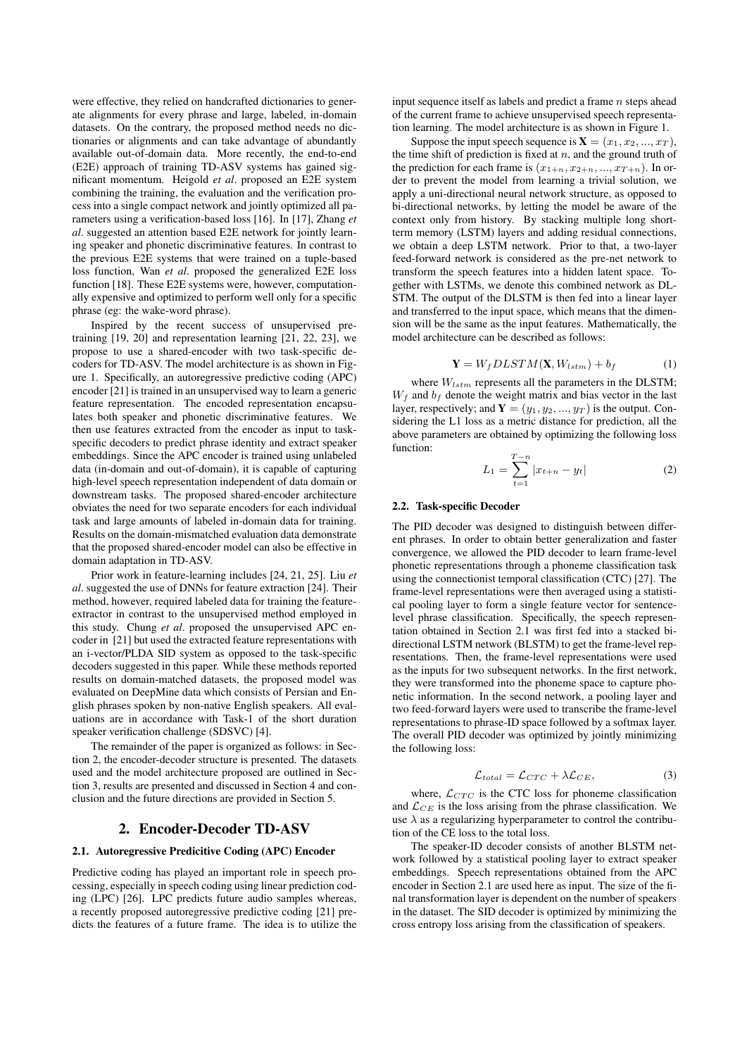were effective, they relied on handcrafted dictionaries to generate alignments for every phrase and large, labeled, in-domain datasets. On the contrary, the proposed method needs no dictionaries or alignments and can take advantage of abundantly available out-of-domain data. More recently, the end-to-end (E2E) approach of training TD-ASV systems has gained significant momentum. Heigold *et al*. proposed an E2E system combining the training, the evaluation and the verification process into a single compact network and jointly optimized all parameters using a verification-based loss [16]. In [17], Zhang *et al*. suggested an attention based E2E network for jointly learning speaker and phonetic discriminative features. In contrast to the previous E2E systems that were trained on a tuple-based loss function, Wan *et al*. proposed the generalized E2E loss function [18]. These E2E systems were, however, computationally expensive and optimized to perform well only for a specific phrase (eg: the wake-word phrase).

Inspired by the recent success of unsupervised pre-training [19, 20] and representation learning [21, 22, 23], we propose to use a shared-encoder with two task-specific decoders for TD-ASV. The model architecture is as shown in Figure 1. Specifically, an autoregressive predictive coding (APC) encoder [21] is trained in an unsupervised way to learn a generic feature representation. The encoded representation encapsulates both speaker and phonetic discriminative features. We then use features extracted from the encoder as input to task-specific decoders to predict phrase identity and extract speaker embeddings. Since the APC encoder is trained using unlabeled data (in-domain and out-of-domain), it is capable of capturing high-level speech representation independent of data domain or downstream tasks. The proposed shared-encoder architecture obviates the need for two separate encoders for each individual task and large amounts of labeled in-domain data for training. Results on the domain-mismatched evaluation data demonstrate that the proposed shared-encoder model can also be effective in domain adaptation in TD-ASV.

Prior work in feature-learning includes [24, 21, 25]. Liu *et al*. suggested the use of DNNs for feature extraction [24]. Their method, however, required labeled data for training the feature-extractor in contrast to the unsupervised method employed in this study. Chung *et al*. proposed the unsupervised APC encoder in [21] but used the extracted feature representations with an i-vector/PLDA SID system as opposed to the task-specific decoders suggested in this paper. While these methods reported results on domain-matched datasets, the proposed model was evaluated on DeepMine data which consists of Persian and English phrases spoken by non-native English speakers. All evaluations are in accordance with Task-1 of the short duration speaker verification challenge (SDSVC) [4].

The remainder of the paper is organized as follows: in Section 2, the encoder-decoder structure is presented. The datasets used and the model architecture proposed are outlined in Section 3, results are presented and discussed in Section 4 and conclusion and the future directions are provided in Section 5.

## 2. Encoder-Decoder TD-ASV

### 2.1. Autoregressive Predicitive Coding (APC) Encoder

Predictive coding has played an important role in speech processing, especially in speech coding using linear prediction coding (LPC) [26]. LPC predicts future audio samples whereas, a recently proposed autoregressive predictive coding [21] predicts the features of a future frame. The idea is to utilize the input sequence itself as labels and predict a frame $n$ steps ahead of the current frame to achieve unsupervised speech representation learning. The model architecture is as shown in Figure 1.

Suppose the input speech sequence is $\mathbf{X} = (x_1, x_2, ..., x_T)$, the time shift of prediction is fixed at $n$, and the ground truth of the prediction for each frame is $(x_{1+n}, x_{2+n}, ..., x_{T+n})$. In order to prevent the model from learning a trivial solution, we apply a uni-directional neural network structure, as opposed to bi-directional networks, by letting the model be aware of the context only from history. By stacking multiple long short-term memory (LSTM) layers and adding residual connections, we obtain a deep LSTM network. Prior to that, a two-layer feed-forward network is considered as the pre-net network to transform the speech features into a hidden latent space. Together with LSTMs, we denote this combined network as DLSTM. The output of the DLSTM is then fed into a linear layer and transferred to the input space, which means that the dimension will be the same as the input features. Mathematically, the model architecture can be described as follows:

$$\mathbf{Y} = W_f DLSTM(\mathbf{X}, W_{lstm}) + b_f \tag{1}$$

where $W_{lstm}$ represents all the parameters in the DLSTM; $W_f$ and $b_f$ denote the weight matrix and bias vector in the last layer, respectively; and $\mathbf{Y} = (y_1, y_2, ..., y_T)$ is the output. Considering the L1 loss as a metric distance for prediction, all the above parameters are obtained by optimizing the following loss function:

$$L_1 = \sum_{t=1}^{T-n} |x_{t+n} - y_t| \tag{2}$$

### 2.2. Task-specific Decoder

The PID decoder was designed to distinguish between different phrases. In order to obtain better generalization and faster convergence, we allowed the PID decoder to learn frame-level phonetic representations through a phoneme classification task using the connectionist temporal classification (CTC) [27]. The frame-level representations were then averaged using a statistical pooling layer to form a single feature vector for sentence-level phrase classification. Specifically, the speech representation obtained in Section 2.1 was first fed into a stacked bi-directional LSTM network (BLSTM) to get the frame-level representations. Then, the frame-level representations were used as the inputs for two subsequent networks. In the first network, they were transformed into the phoneme space to capture phonetic information. In the second network, a pooling layer and two feed-forward layers were used to transcribe the frame-level representations to phrase-ID space followed by a softmax layer. The overall PID decoder was optimized by jointly minimizing the following loss:

$$\mathcal{L}_{total} = \mathcal{L}_{CTC} + \lambda \mathcal{L}_{CE}, \tag{3}$$

where, $\mathcal{L}_{CTC}$ is the CTC loss for phoneme classification and $\mathcal{L}_{CE}$ is the loss arising from the phrase classification. We use $\lambda$ as a regularizing hyperparameter to control the contribution of the CE loss to the total loss.

The speaker-ID decoder consists of another BLSTM network followed by a statistical pooling layer to extract speaker embeddings. Speech representations obtained from the APC encoder in Section 2.1 are used here as input. The size of the final transformation layer is dependent on the number of speakers in the dataset. The SID decoder is optimized by minimizing the cross entropy loss arising from the classification of speakers.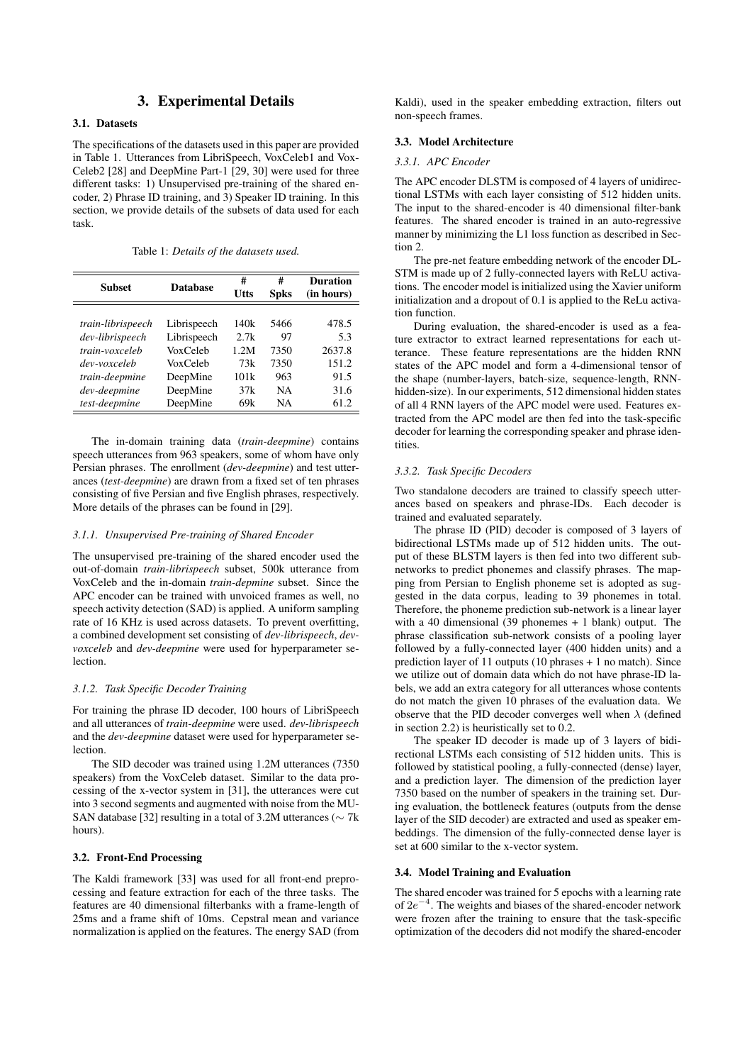## 3. Experimental Details

### 3.1. Datasets

The specifications of the datasets used in this paper are provided in Table 1. Utterances from LibriSpeech, VoxCeleb1 and VoxCeleb2 [28] and DeepMine Part-1 [29, 30] were used for three different tasks: 1) Unsupervised pre-training of the shared encoder, 2) Phrase ID training, and 3) Speaker ID training. In this section, we provide details of the subsets of data used for each task.

Table 1: *Details of the datasets used.*

| Subset | Database | # Utts | # Spks | Duration (in hours) |
|---|---|---|---|---|
| *train-librispeech* | Librispeech | 140k | 5466 | 478.5 |
| *dev-librispeech* | Librispeech | 2.7k | 97 | 5.3 |
| *train-voxceleb* | VoxCeleb | 1.2M | 7350 | 2637.8 |
| *dev-voxceleb* | VoxCeleb | 73k | 7350 | 151.2 |
| *train-deepmine* | DeepMine | 101k | 963 | 91.5 |
| *dev-deepmine* | DeepMine | 37k | NA | 31.6 |
| *test-deepmine* | DeepMine | 69k | NA | 61.2 |

The in-domain training data (*train-deepmine*) contains speech utterances from 963 speakers, some of whom have only Persian phrases. The enrollment (*dev-deepmine*) and test utterances (*test-deepmine*) are drawn from a fixed set of ten phrases consisting of five Persian and five English phrases, respectively. More details of the phrases can be found in [29].

#### 3.1.1. Unsupervised Pre-training of Shared Encoder

The unsupervised pre-training of the shared encoder used the out-of-domain *train-librispeech* subset, 500k utterance from VoxCeleb and the in-domain *train-depmine* subset. Since the APC encoder can be trained with unvoiced frames as well, no speech activity detection (SAD) is applied. A uniform sampling rate of 16 KHz is used across datasets. To prevent overfitting, a combined development set consisting of *dev-librispeech*, *dev-voxceleb* and *dev-deepmine* were used for hyperparameter selection.

#### 3.1.2. Task Specific Decoder Training

For training the phrase ID decoder, 100 hours of LibriSpeech and all utterances of *train-deepmine* were used. *dev-librispeech* and the *dev-deepmine* dataset were used for hyperparameter selection.

The SID decoder was trained using 1.2M utterances (7350 speakers) from the VoxCeleb dataset. Similar to the data processing of the x-vector system in [31], the utterances were cut into 3 second segments and augmented with noise from the MUSAN database [32] resulting in a total of 3.2M utterances ($\sim$ 7k hours).

### 3.2. Front-End Processing

The Kaldi framework [33] was used for all front-end preprocessing and feature extraction for each of the three tasks. The features are 40 dimensional filterbanks with a frame-length of 25ms and a frame shift of 10ms. Cepstral mean and variance normalization is applied on the features. The energy SAD (from Kaldi), used in the speaker embedding extraction, filters out non-speech frames.

### 3.3. Model Architecture

#### 3.3.1. APC Encoder

The APC encoder DLSTM is composed of 4 layers of unidirectional LSTMs with each layer consisting of 512 hidden units. The input to the shared-encoder is 40 dimensional filter-bank features. The shared encoder is trained in an auto-regressive manner by minimizing the L1 loss function as described in Section 2.

The pre-net feature embedding network of the encoder DLSTM is made up of 2 fully-connected layers with ReLU activations. The encoder model is initialized using the Xavier uniform initialization and a dropout of 0.1 is applied to the ReLu activation function.

During evaluation, the shared-encoder is used as a feature extractor to extract learned representations for each utterance. These feature representations are the hidden RNN states of the APC model and form a 4-dimensional tensor of the shape (number-layers, batch-size, sequence-length, RNN-hidden-size). In our experiments, 512 dimensional hidden states of all 4 RNN layers of the APC model were used. Features extracted from the APC model are then fed into the task-specific decoder for learning the corresponding speaker and phrase identities.

#### 3.3.2. Task Specific Decoders

Two standalone decoders are trained to classify speech utterances based on speakers and phrase-IDs. Each decoder is trained and evaluated separately.

The phrase ID (PID) decoder is composed of 3 layers of bidirectional LSTMs made up of 512 hidden units. The output of these BLSTM layers is then fed into two different subnetworks to predict phonemes and classify phrases. The mapping from Persian to English phoneme set is adopted as suggested in the data corpus, leading to 39 phonemes in total. Therefore, the phoneme prediction sub-network is a linear layer with a 40 dimensional (39 phonemes + 1 blank) output. The phrase classification sub-network consists of a pooling layer followed by a fully-connected layer (400 hidden units) and a prediction layer of 11 outputs (10 phrases + 1 no match). Since we utilize out of domain data which do not have phrase-ID labels, we add an extra category for all utterances whose contents do not match the given 10 phrases of the evaluation data. We observe that the PID decoder converges well when $\lambda$ (defined in section 2.2) is heuristically set to 0.2.

The speaker ID decoder is made up of 3 layers of bidirectional LSTMs each consisting of 512 hidden units. This is followed by statistical pooling, a fully-connected (dense) layer, and a prediction layer. The dimension of the prediction layer 7350 based on the number of speakers in the training set. During evaluation, the bottleneck features (outputs from the dense layer of the SID decoder) are extracted and used as speaker embeddings. The dimension of the fully-connected dense layer is set at 600 similar to the x-vector system.

### 3.4. Model Training and Evaluation

The shared encoder was trained for 5 epochs with a learning rate of $2e^{-4}$. The weights and biases of the shared-encoder network were frozen after the training to ensure that the task-specific optimization of the decoders did not modify the shared-encoder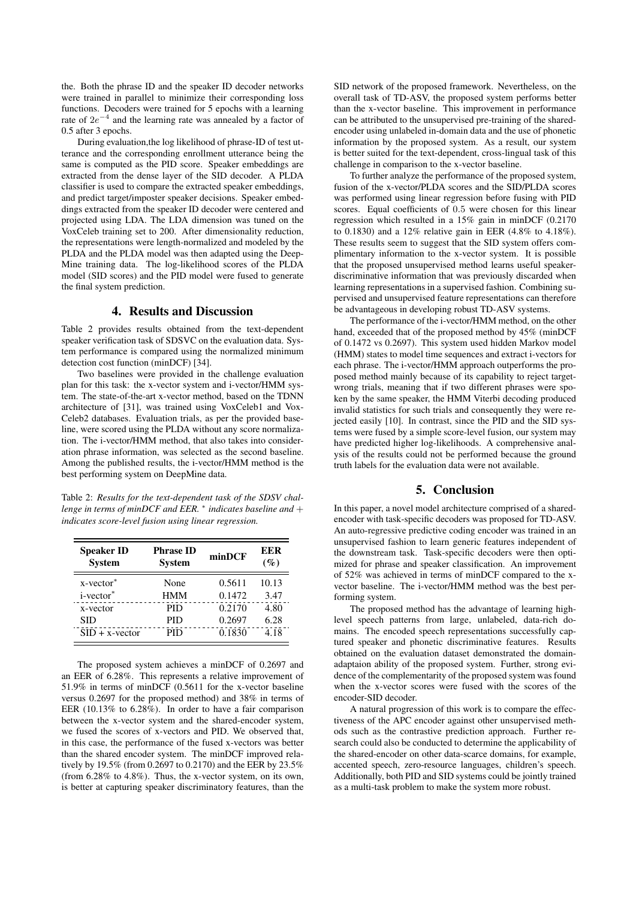the. Both the phrase ID and the speaker ID decoder networks were trained in parallel to minimize their corresponding loss functions. Decoders were trained for 5 epochs with a learning rate of $2e^{-4}$ and the learning rate was annealed by a factor of 0.5 after 3 epochs.

During evaluation,the log likelihood of phrase-ID of test utterance and the corresponding enrollment utterance being the same is computed as the PID score. Speaker embeddings are extracted from the dense layer of the SID decoder. A PLDA classifier is used to compare the extracted speaker embeddings, and predict target/imposter speaker decisions. Speaker embeddings extracted from the speaker ID decoder were centered and projected using LDA. The LDA dimension was tuned on the VoxCeleb training set to 200. After dimensionality reduction, the representations were length-normalized and modeled by the PLDA and the PLDA model was then adapted using the DeepMine training data. The log-likelihood scores of the PLDA model (SID scores) and the PID model were fused to generate the final system prediction.

## 4. Results and Discussion

Table 2 provides results obtained from the text-dependent speaker verification task of SDSVC on the evaluation data. System performance is compared using the normalized minimum detection cost function (minDCF) [34].

Two baselines were provided in the challenge evaluation plan for this task: the x-vector system and i-vector/HMM system. The state-of-the-art x-vector method, based on the TDNN architecture of [31], was trained using VoxCeleb1 and VoxCeleb2 databases. Evaluation trials, as per the provided baseline, were scored using the PLDA without any score normalization. The i-vector/HMM method, that also takes into consideration phrase information, was selected as the second baseline. Among the published results, the i-vector/HMM method is the best performing system on DeepMine data.

Table 2: *Results for the text-dependent task of the SDSV challenge in terms of minDCF and EER.* * *indicates baseline and* + *indicates score-level fusion using linear regression.*

| Speaker ID System | Phrase ID System | minDCF | EER (%) |
|---|---|---|---|
| x-vector* | None | 0.5611 | 10.13 |
| i-vector* | HMM | 0.1472 | 3.47 |
| x-vector | PID | 0.2170 | 4.80 |
| SID | PID | 0.2697 | 6.28 |
| SID + x-vector | PID | 0.1830 | 4.18 |

The proposed system achieves a minDCF of 0.2697 and an EER of 6.28%. This represents a relative improvement of 51.9% in terms of minDCF (0.5611 for the x-vector baseline versus 0.2697 for the proposed method) and 38% in terms of EER (10.13% to 6.28%). In order to have a fair comparison between the x-vector system and the shared-encoder system, we fused the scores of x-vectors and PID. We observed that, in this case, the performance of the fused x-vectors was better than the shared encoder system. The minDCF improved relatively by 19.5% (from 0.2697 to 0.2170) and the EER by 23.5% (from 6.28% to 4.8%). Thus, the x-vector system, on its own, is better at capturing speaker discriminatory features, than the SID network of the proposed framework. Nevertheless, on the overall task of TD-ASV, the proposed system performs better than the x-vector baseline. This improvement in performance can be attributed to the unsupervised pre-training of the shared-encoder using unlabeled in-domain data and the use of phonetic information by the proposed system. As a result, our system is better suited for the text-dependent, cross-lingual task of this challenge in comparison to the x-vector baseline.

To further analyze the performance of the proposed system, fusion of the x-vector/PLDA scores and the SID/PLDA scores was performed using linear regression before fusing with PID scores. Equal coefficients of 0.5 were chosen for this linear regression which resulted in a 15% gain in minDCF (0.2170 to 0.1830) and a 12% relative gain in EER (4.8% to 4.18%). These results seem to suggest that the SID system offers complimentary information to the x-vector system. It is possible that the proposed unsupervised method learns useful speaker-discriminative information that was previously discarded when learning representations in a supervised fashion. Combining supervised and unsupervised feature representations can therefore be advantageous in developing robust TD-ASV systems.

The performance of the i-vector/HMM method, on the other hand, exceeded that of the proposed method by 45% (minDCF of 0.1472 vs 0.2697). This system used hidden Markov model (HMM) states to model time sequences and extract i-vectors for each phrase. The i-vector/HMM approach outperforms the proposed method mainly because of its capability to reject target-wrong trials, meaning that if two different phrases were spoken by the same speaker, the HMM Viterbi decoding produced invalid statistics for such trials and consequently they were rejected easily [10]. In contrast, since the PID and the SID systems were fused by a simple score-level fusion, our system may have predicted higher log-likelihoods. A comprehensive analysis of the results could not be performed because the ground truth labels for the evaluation data were not available.

## 5. Conclusion

In this paper, a novel model architecture comprised of a shared-encoder with task-specific decoders was proposed for TD-ASV. An auto-regressive predictive coding encoder was trained in an unsupervised fashion to learn generic features independent of the downstream task. Task-specific decoders were then optimized for phrase and speaker classification. An improvement of 52% was achieved in terms of minDCF compared to the x-vector baseline. The i-vector/HMM method was the best performing system.

The proposed method has the advantage of learning high-level speech patterns from large, unlabeled, data-rich domains. The encoded speech representations successfully captured speaker and phonetic discriminative features. Results obtained on the evaluation dataset demonstrated the domain-adaptaion ability of the proposed system. Further, strong evidence of the complementarity of the proposed system was found when the x-vector scores were fused with the scores of the encoder-SID decoder.

A natural progression of this work is to compare the effectiveness of the APC encoder against other unsupervised methods such as the contrastive prediction approach. Further research could also be conducted to determine the applicability of the shared-encoder on other data-scarce domains, for example, accented speech, zero-resource languages, children's speech. Additionally, both PID and SID systems could be jointly trained as a multi-task problem to make the system more robust.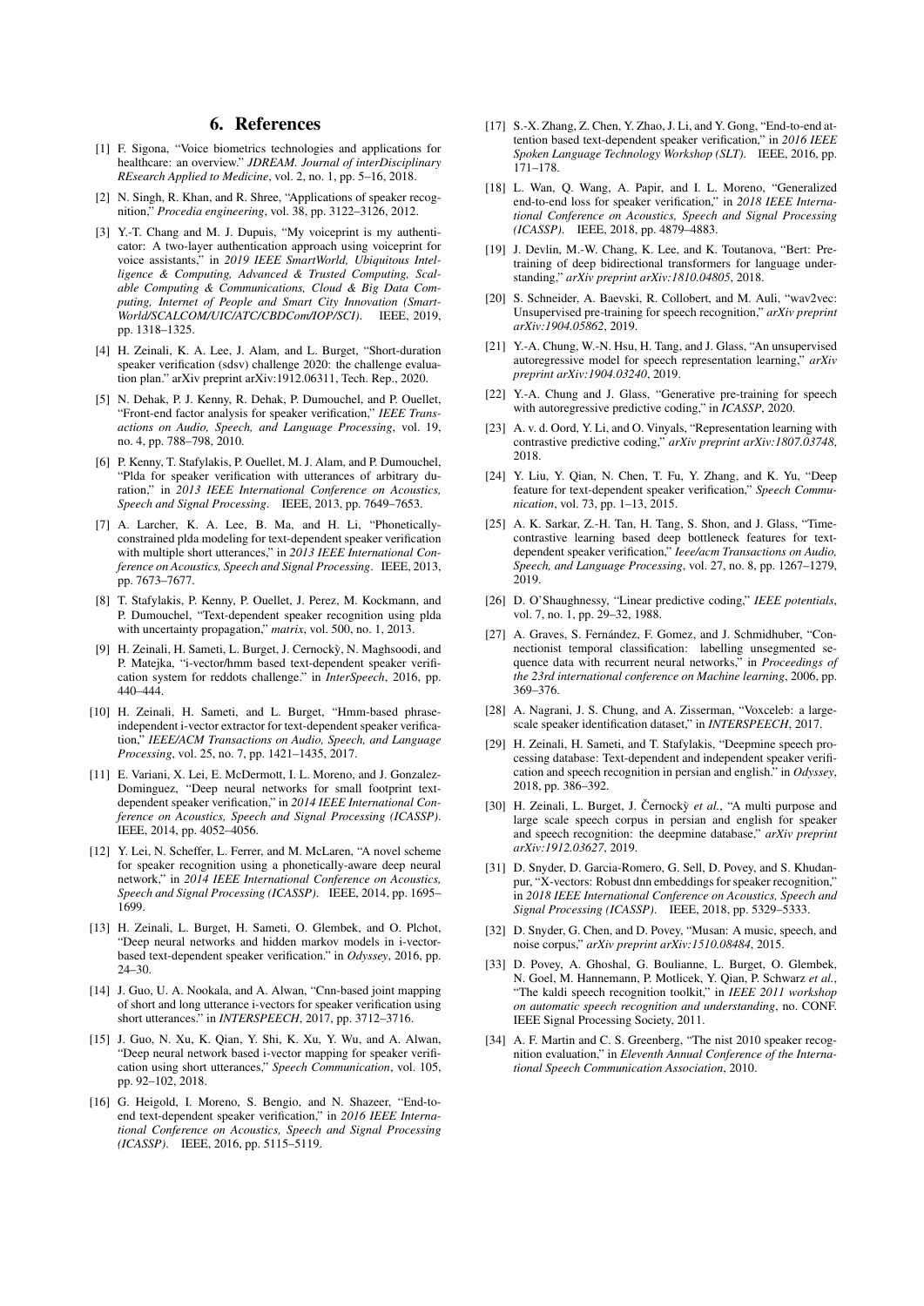## 6. References

[1] F. Sigona, "Voice biometrics technologies and applications for healthcare: an overview." *JDREAM. Journal of interDisciplinary REsearch Applied to Medicine*, vol. 2, no. 1, pp. 5–16, 2018.

[2] N. Singh, R. Khan, and R. Shree, "Applications of speaker recognition," *Procedia engineering*, vol. 38, pp. 3122–3126, 2012.

[3] Y.-T. Chang and M. J. Dupuis, "My voiceprint is my authenticator: A two-layer authentication approach using voiceprint for voice assistants," in *2019 IEEE SmartWorld, Ubiquitous Intelligence & Computing, Advanced & Trusted Computing, Scalable Computing & Communications, Cloud & Big Data Computing, Internet of People and Smart City Innovation (SmartWorld/SCALCOM/UIC/ATC/CBDCom/IOP/SCI)*. IEEE, 2019, pp. 1318–1325.

[4] H. Zeinali, K. A. Lee, J. Alam, and L. Burget, "Short-duration speaker verification (sdsv) challenge 2020: the challenge evaluation plan." arXiv preprint arXiv:1912.06311, Tech. Rep., 2020.

[5] N. Dehak, P. J. Kenny, R. Dehak, P. Dumouchel, and P. Ouellet, "Front-end factor analysis for speaker verification," *IEEE Transactions on Audio, Speech, and Language Processing*, vol. 19, no. 4, pp. 788–798, 2010.

[6] P. Kenny, T. Stafylakis, P. Ouellet, M. J. Alam, and P. Dumouchel, "Plda for speaker verification with utterances of arbitrary duration," in *2013 IEEE International Conference on Acoustics, Speech and Signal Processing*. IEEE, 2013, pp. 7649–7653.

[7] A. Larcher, K. A. Lee, B. Ma, and H. Li, "Phonetically-constrained plda modeling for text-dependent speaker verification with multiple short utterances," in *2013 IEEE International Conference on Acoustics, Speech and Signal Processing*. IEEE, 2013, pp. 7673–7677.

[8] T. Stafylakis, P. Kenny, P. Ouellet, J. Perez, M. Kockmann, and P. Dumouchel, "Text-dependent speaker recognition using plda with uncertainty propagation," *matrix*, vol. 500, no. 1, 2013.

[9] H. Zeinali, H. Sameti, L. Burget, J. Cernockỳ, N. Maghsoodi, and P. Matejka, "i-vector/hmm based text-dependent speaker verification system for reddots challenge." in *InterSpeech*, 2016, pp. 440–444.

[10] H. Zeinali, H. Sameti, and L. Burget, "Hmm-based phrase-independent i-vector extractor for text-dependent speaker verification," *IEEE/ACM Transactions on Audio, Speech, and Language Processing*, vol. 25, no. 7, pp. 1421–1435, 2017.

[11] E. Variani, X. Lei, E. McDermott, I. L. Moreno, and J. Gonzalez-Dominguez, "Deep neural networks for small footprint text-dependent speaker verification," in *2014 IEEE International Conference on Acoustics, Speech and Signal Processing (ICASSP)*. IEEE, 2014, pp. 4052–4056.

[12] Y. Lei, N. Scheffer, L. Ferrer, and M. McLaren, "A novel scheme for speaker recognition using a phonetically-aware deep neural network," in *2014 IEEE International Conference on Acoustics, Speech and Signal Processing (ICASSP)*. IEEE, 2014, pp. 1695–1699.

[13] H. Zeinali, L. Burget, H. Sameti, O. Glembek, and O. Plchot, "Deep neural networks and hidden markov models in i-vector-based text-dependent speaker verification." in *Odyssey*, 2016, pp. 24–30.

[14] J. Guo, U. A. Nookala, and A. Alwan, "Cnn-based joint mapping of short and long utterance i-vectors for speaker verification using short utterances." in *INTERSPEECH*, 2017, pp. 3712–3716.

[15] J. Guo, N. Xu, K. Qian, Y. Shi, K. Xu, Y. Wu, and A. Alwan, "Deep neural network based i-vector mapping for speaker verification using short utterances," *Speech Communication*, vol. 105, pp. 92–102, 2018.

[16] G. Heigold, I. Moreno, S. Bengio, and N. Shazeer, "End-to-end text-dependent speaker verification," in *2016 IEEE International Conference on Acoustics, Speech and Signal Processing (ICASSP)*. IEEE, 2016, pp. 5115–5119.

[17] S.-X. Zhang, Z. Chen, Y. Zhao, J. Li, and Y. Gong, "End-to-end attention based text-dependent speaker verification," in *2016 IEEE Spoken Language Technology Workshop (SLT)*. IEEE, 2016, pp. 171–178.

[18] L. Wan, Q. Wang, A. Papir, and I. L. Moreno, "Generalized end-to-end loss for speaker verification," in *2018 IEEE International Conference on Acoustics, Speech and Signal Processing (ICASSP)*. IEEE, 2018, pp. 4879–4883.

[19] J. Devlin, M.-W. Chang, K. Lee, and K. Toutanova, "Bert: Pre-training of deep bidirectional transformers for language understanding," *arXiv preprint arXiv:1810.04805*, 2018.

[20] S. Schneider, A. Baevski, R. Collobert, and M. Auli, "wav2vec: Unsupervised pre-training for speech recognition," *arXiv preprint arXiv:1904.05862*, 2019.

[21] Y.-A. Chung, W.-N. Hsu, H. Tang, and J. Glass, "An unsupervised autoregressive model for speech representation learning," *arXiv preprint arXiv:1904.03240*, 2019.

[22] Y.-A. Chung and J. Glass, "Generative pre-training for speech with autoregressive predictive coding," in *ICASSP*, 2020.

[23] A. v. d. Oord, Y. Li, and O. Vinyals, "Representation learning with contrastive predictive coding," *arXiv preprint arXiv:1807.03748*, 2018.

[24] Y. Liu, Y. Qian, N. Chen, T. Fu, Y. Zhang, and K. Yu, "Deep feature for text-dependent speaker verification," *Speech Communication*, vol. 73, pp. 1–13, 2015.

[25] A. K. Sarkar, Z.-H. Tan, H. Tang, S. Shon, and J. Glass, "Time-contrastive learning based deep bottleneck features for text-dependent speaker verification," *Ieee/acm Transactions on Audio, Speech, and Language Processing*, vol. 27, no. 8, pp. 1267–1279, 2019.

[26] D. O'Shaughnessy, "Linear predictive coding," *IEEE potentials*, vol. 7, no. 1, pp. 29–32, 1988.

[27] A. Graves, S. Fernández, F. Gomez, and J. Schmidhuber, "Connectionist temporal classification: labelling unsegmented sequence data with recurrent neural networks," in *Proceedings of the 23rd international conference on Machine learning*, 2006, pp. 369–376.

[28] A. Nagrani, J. S. Chung, and A. Zisserman, "Voxceleb: a large-scale speaker identification dataset," in *INTERSPEECH*, 2017.

[29] H. Zeinali, H. Sameti, and T. Stafylakis, "Deepmine speech processing database: Text-dependent and independent speaker verification and speech recognition in persian and english." in *Odyssey*, 2018, pp. 386–392.

[30] H. Zeinali, L. Burget, J. Černockỳ *et al.*, "A multi purpose and large scale speech corpus in persian and english for speaker and speech recognition: the deepmine database," *arXiv preprint arXiv:1912.03627*, 2019.

[31] D. Snyder, D. Garcia-Romero, G. Sell, D. Povey, and S. Khudanpur, "X-vectors: Robust dnn embeddings for speaker recognition," in *2018 IEEE International Conference on Acoustics, Speech and Signal Processing (ICASSP)*. IEEE, 2018, pp. 5329–5333.

[32] D. Snyder, G. Chen, and D. Povey, "Musan: A music, speech, and noise corpus," *arXiv preprint arXiv:1510.08484*, 2015.

[33] D. Povey, A. Ghoshal, G. Boulianne, L. Burget, O. Glembek, N. Goel, M. Hannemann, P. Motlicek, Y. Qian, P. Schwarz *et al.*, "The kaldi speech recognition toolkit," in *IEEE 2011 workshop on automatic speech recognition and understanding*, no. CONF. IEEE Signal Processing Society, 2011.

[34] A. F. Martin and C. S. Greenberg, "The nist 2010 speaker recognition evaluation," in *Eleventh Annual Conference of the International Speech Communication Association*, 2010.